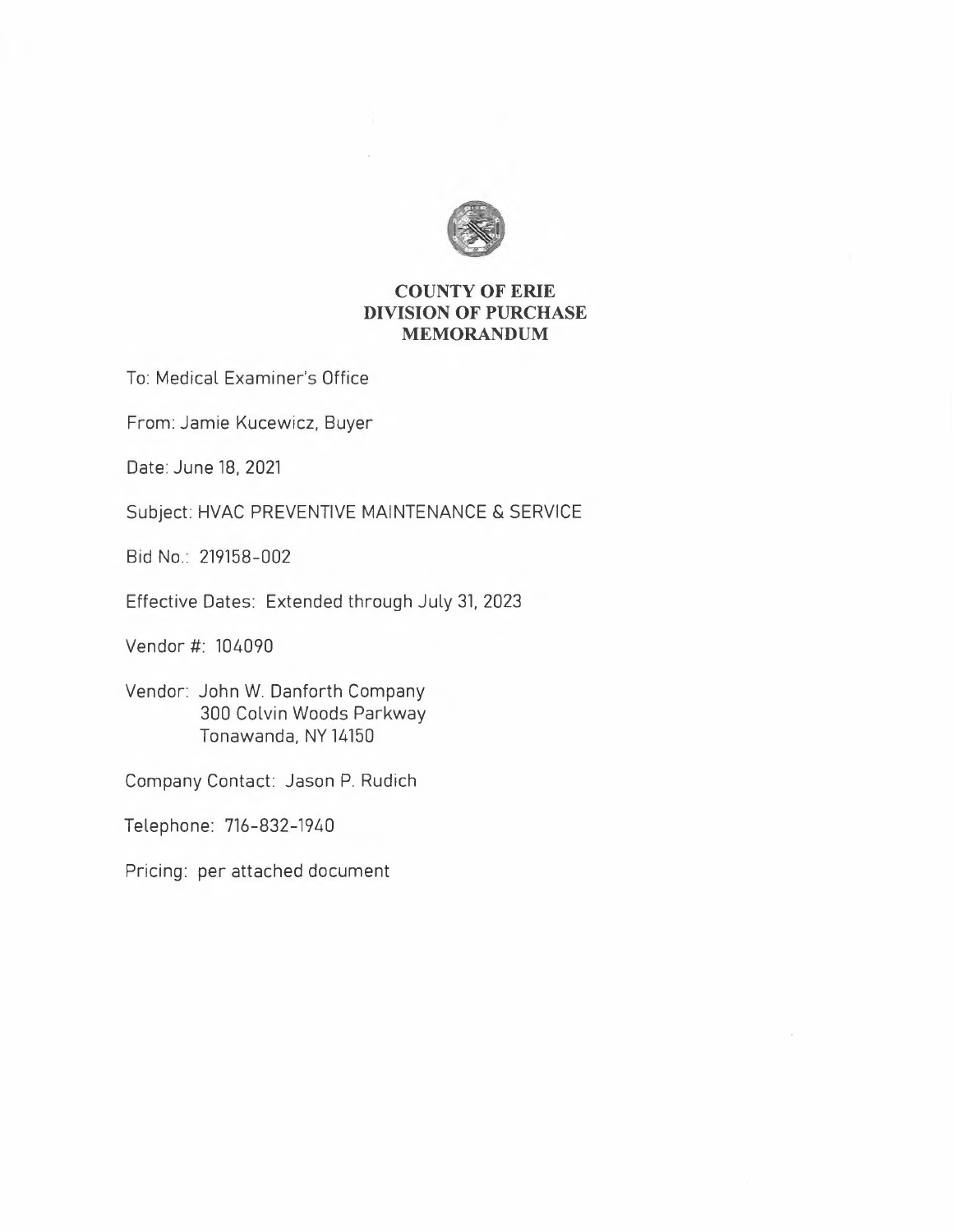# COUNTY OF ERIE
# DIVISION OF PURCHASE
# MEMORANDUM

To: Medical Examiner's Office

From: Jamie Kucewicz, Buyer

Date: June 18, 2021

Subject: HVAC PREVENTIVE MAINTENANCE & SERVICE

Bid No.: 219158-002

Effective Dates: Extended through July 31, 2023

Vendor #: 104090

Vendor: John W. Danforth Company
300 Colvin Woods Parkway
Tonawanda, NY 14150

Company Contact: Jason P. Rudich

Telephone: 716-832-1940

Pricing: per attached document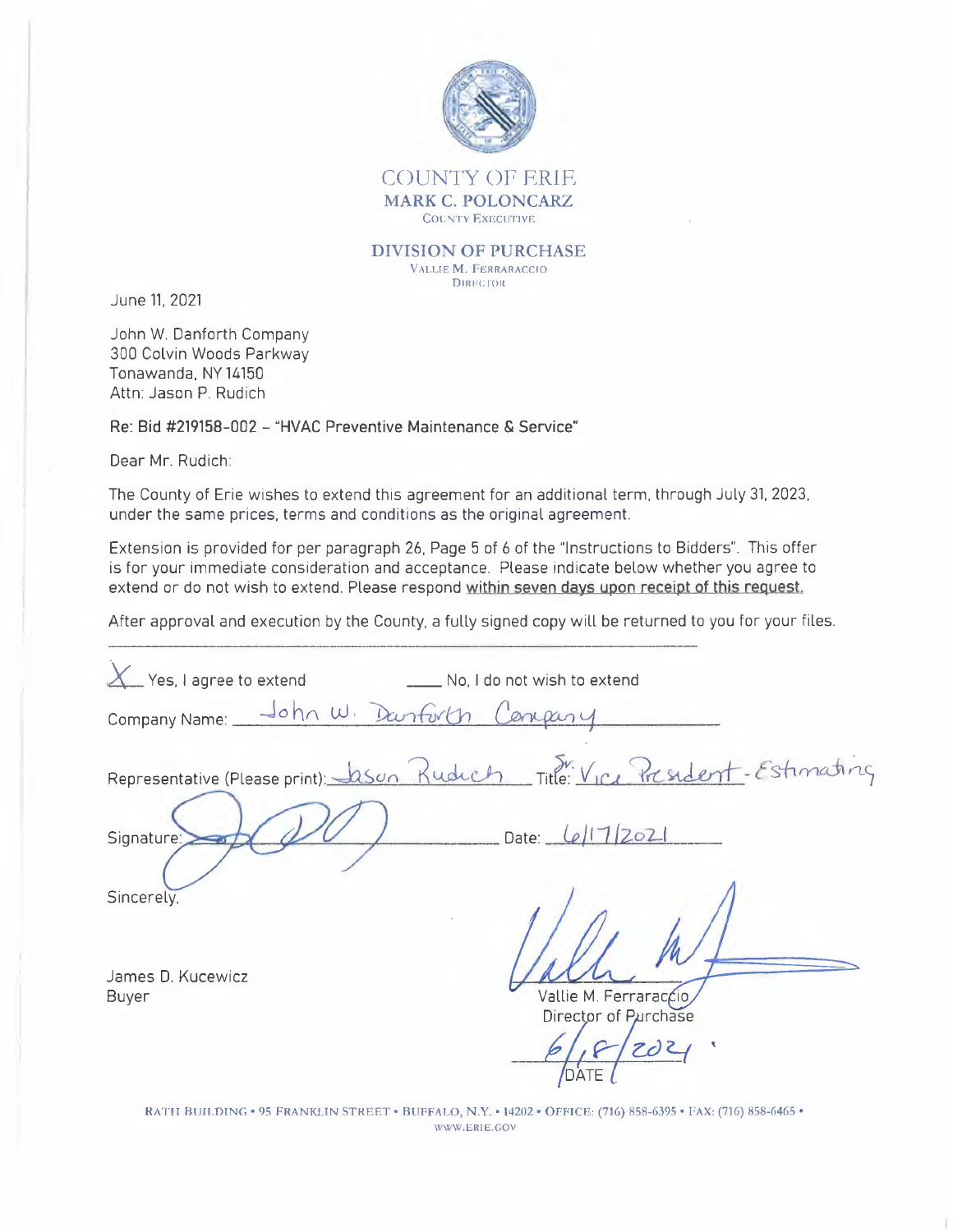COUNTY OF ERIE

MARK C. POLONCARZ

COUNTY EXECUTIVE

DIVISION OF PURCHASE

VALLIE M. FERRARACCIO

DIRECTOR

June 11, 2021

John W. Danforth Company
300 Colvin Woods Parkway
Tonawanda, NY 14150
Attn: Jason P. Rudich

Re: Bid #219158-002 – "HVAC Preventive Maintenance & Service"

Dear Mr. Rudich:

The County of Erie wishes to extend this agreement for an additional term, through July 31, 2023, under the same prices, terms and conditions as the original agreement.

Extension is provided for per paragraph 26, Page 5 of 6 of the "Instructions to Bidders". This offer is for your immediate consideration and acceptance. Please indicate below whether you agree to extend or do not wish to extend. Please respond within seven days upon receipt of this request.

After approval and execution by the County, a fully signed copy will be returned to you for your files.

---

X Yes, I agree to extend ____ No, I do not wish to extend

Company Name: John W. Danforth Company

Representative (Please print): Jason Rudich Title: Sr. Vice President - Estimating

Signature: [signature] Date: 6/17/2021

Sincerely,

James D. Kucewicz
Buyer

[signature]
Vallie M. Ferraraccio
Director of Purchase

6/18/2021
DATE

RATH BUILDING • 95 FRANKLIN STREET • BUFFALO, N.Y. • 14202 • OFFICE: (716) 858-6395 • FAX: (716) 858-6465 • WWW.ERIE.GOV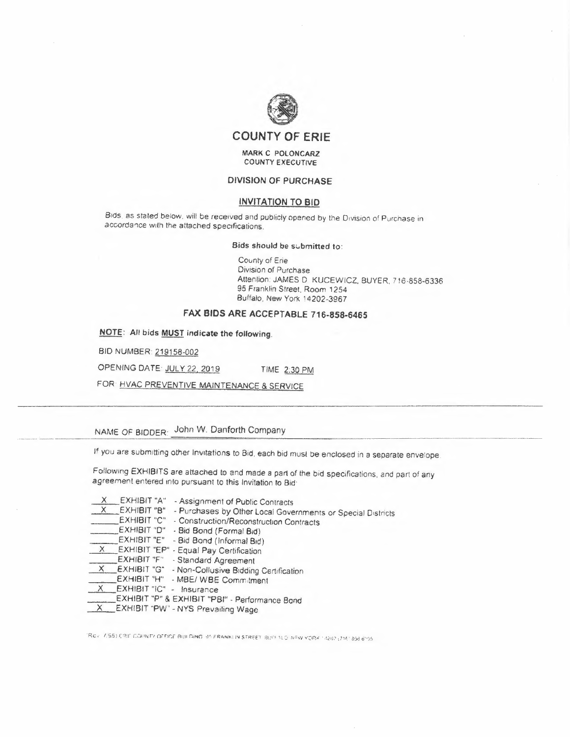# COUNTY OF ERIE

**MARK C POLONCARZ**
**COUNTY EXECUTIVE**

**DIVISION OF PURCHASE**

**INVITATION TO BID**

Bids, as stated below, will be received and publicly opened by the Division of Purchase in accordance with the attached specifications.

**Bids should be submitted to:**

County of Erie
Division of Purchase
Attention: JAMES D. KUCEWICZ, BUYER, 716-858-6336
95 Franklin Street, Room 1254
Buffalo, New York 14202-3967

**FAX BIDS ARE ACCEPTABLE 716-858-6465**

**NOTE: All bids MUST indicate the following.**

BID NUMBER: 219158-002

OPENING DATE: JULY 22, 2019 TIME 2:30 PM

FOR: HVAC PREVENTIVE MAINTENANCE & SERVICE

---

NAME OF BIDDER: John W. Danforth Company

If you are submitting other Invitations to Bid, each bid must be enclosed in a separate envelope.

Following EXHIBITS are attached to and made a part of the bid specifications, and part of any agreement entered into pursuant to this Invitation to Bid:

- X EXHIBIT "A" - Assignment of Public Contracts
- X EXHIBIT "B" - Purchases by Other Local Governments or Special Districts
- ___ EXHIBIT "C" - Construction/Reconstruction Contracts
- ___ EXHIBIT "D" - Bid Bond (Formal Bid)
- ___ EXHIBIT "E" - Bid Bond (Informal Bid)
- X EXHIBIT "EP" - Equal Pay Certification
- ___ EXHIBIT "F" - Standard Agreement
- X EXHIBIT "G" - Non-Collusive Bidding Certification
- ___ EXHIBIT "H" - MBE/ WBE Commitment
- X EXHIBIT "IC" - Insurance
- ___ EXHIBIT "P" & EXHIBIT "PBI" - Performance Bond
- X EXHIBIT "PW" - NYS Prevailing Wage

Rev. 7/95) ERIE COUNTY OFFICE BUILDING 95 FRANKLIN STREET BUFFALO NEW YORK 14202 (716) 858-6795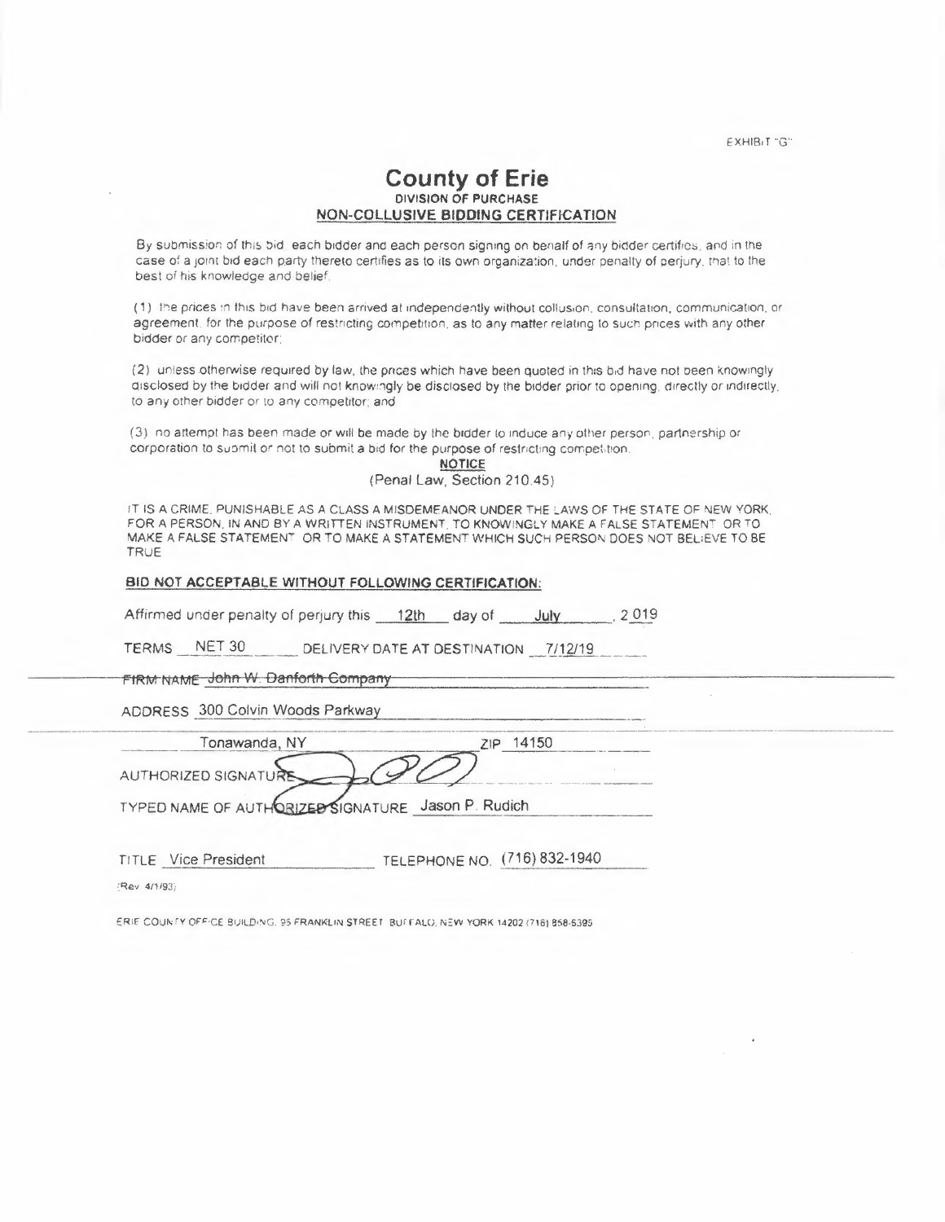EXHIBIT "G"

# County of Erie

## DIVISION OF PURCHASE

## NON-COLLUSIVE BIDDING CERTIFICATION

By submission of this bid each bidder and each person signing on behalf of any bidder certifies, and in the case of a joint bid each party thereto certifies as to its own organization, under penalty of perjury, that to the best of his knowledge and belief.

(1) the prices in this bid have been arrived at independently without collusion, consultation, communication, or agreement, for the purpose of restricting competition, as to any matter relating to such prices with any other bidder or any competitor;

(2) unless otherwise required by law, the prices which have been quoted in this bid have not been knowingly disclosed by the bidder and will not knowingly be disclosed by the bidder prior to opening, directly or indirectly, to any other bidder or to any competitor; and

(3) no attempt has been made or will be made by the bidder to induce any other person, partnership or corporation to submit or not to submit a bid for the purpose of restricting competition.

**NOTICE**

(Penal Law, Section 210.45)

IT IS A CRIME, PUNISHABLE AS A CLASS A MISDEMEANOR UNDER THE LAWS OF THE STATE OF NEW YORK, FOR A PERSON, IN AND BY A WRITTEN INSTRUMENT, TO KNOWINGLY MAKE A FALSE STATEMENT OR TO MAKE A FALSE STATEMENT OR TO MAKE A STATEMENT WHICH SUCH PERSON DOES NOT BELIEVE TO BE TRUE

**BID NOT ACCEPTABLE WITHOUT FOLLOWING CERTIFICATION:**

Affirmed under penalty of perjury this 12th day of July, 2019

TERMS NET 30 DELIVERY DATE AT DESTINATION 7/12/19

FIRM NAME John W. Danforth Company

ADDRESS 300 Colvin Woods Parkway

Tonawanda, NY ZIP 14150

AUTHORIZED SIGNATURE [signature]

TYPED NAME OF AUTHORIZED SIGNATURE Jason P. Rudich

TITLE Vice President TELEPHONE NO. (716) 832-1940

(Rev 4/1/93)

ERIE COUNTY OFFICE BUILDING, 95 FRANKLIN STREET, BUFFALO, NEW YORK 14202 (716) 858-6395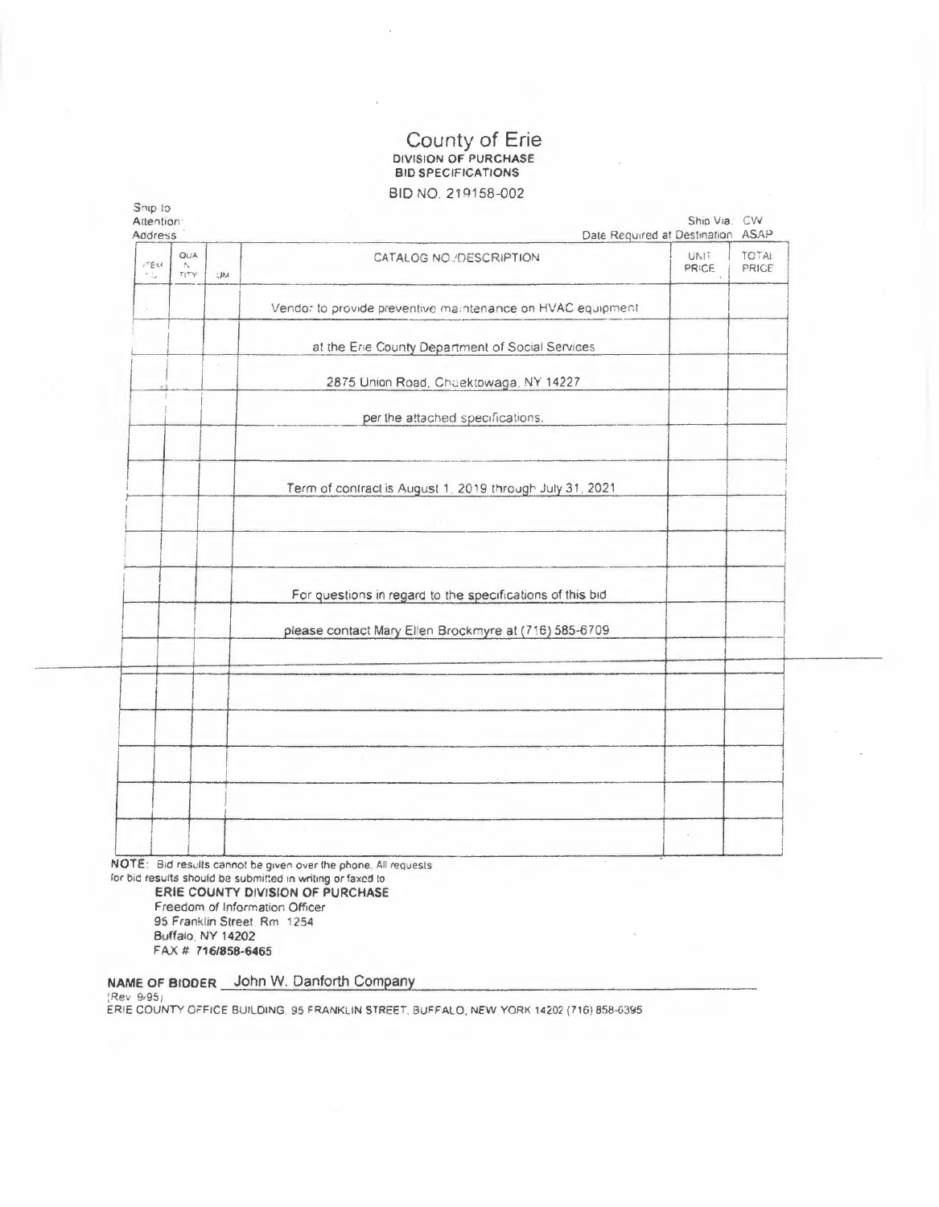# County of Erie

**DIVISION OF PURCHASE**
**BID SPECIFICATIONS**

BID NO. 219158-002

Ship to
Attention:
Address:

Ship Via: CW
Date Required at Destination: ASAP

| ITEM NO. | QUANTITY | UM | CATALOG NO./DESCRIPTION | UNIT PRICE | TOTAL PRICE |
|---|---|---|---|---|---|
| | | | Vendor to provide preventive maintenance on HVAC equipment | | |
| | | | at the Erie County Department of Social Services | | |
| | | | 2875 Union Road, Cheektowaga, NY 14227 | | |
| | | | per the attached specifications. | | |
| | | | | | |
| | | | Term of contract is August 1, 2019 through July 31, 2021 | | |
| | | | | | |
| | | | | | |
| | | | For questions in regard to the specifications of this bid | | |
| | | | please contact Mary Ellen Brockmyre at (716) 585-6709 | | |
| | | | | | |
| | | | | | |
| | | | | | |
| | | | | | |
| | | | | | |
| | | | | | |

**NOTE:** Bid results cannot be given over the phone. All requests for bid results should be submitted in writing or faxed to

**ERIE COUNTY DIVISION OF PURCHASE**
Freedom of Information Officer
95 Franklin Street, Rm. 1254
Buffalo, NY 14202
FAX # **716/858-6465**

**NAME OF BIDDER** John W. Danforth Company

(Rev. 9/95)
ERIE COUNTY OFFICE BUILDING, 95 FRANKLIN STREET, BUFFALO, NEW YORK 14202 (716) 858-6395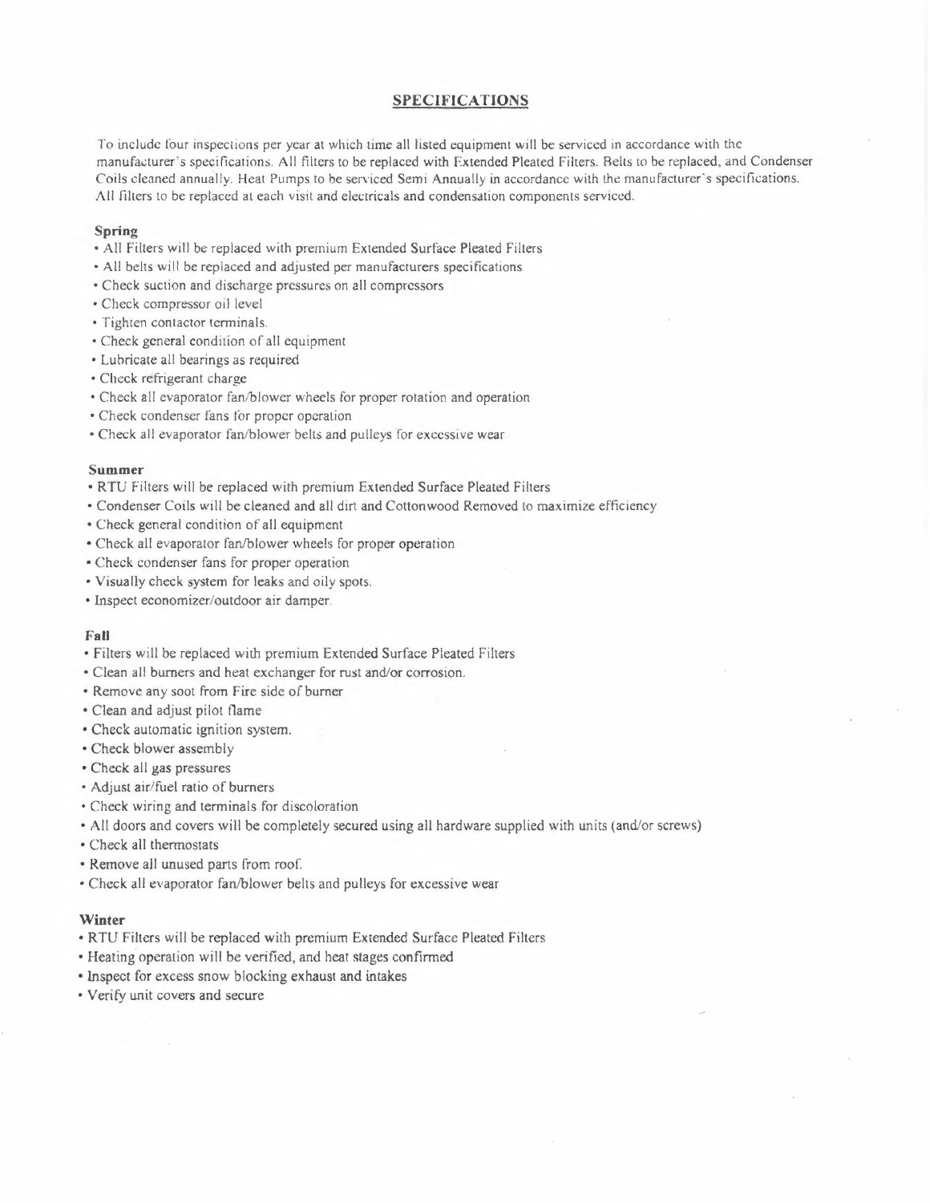## SPECIFICATIONS

To include four inspections per year at which time all listed equipment will be serviced in accordance with the manufacturer's specifications. All filters to be replaced with Extended Pleated Filters. Belts to be replaced, and Condenser Coils cleaned annually. Heat Pumps to be serviced Semi Annually in accordance with the manufacturer's specifications. All filters to be replaced at each visit and electricals and condensation components serviced.

### Spring

- All Filters will be replaced with premium Extended Surface Pleated Filters
- All belts will be replaced and adjusted per manufacturers specifications
- Check suction and discharge pressures on all compressors
- Check compressor oil level
- Tighten contactor terminals.
- Check general condition of all equipment
- Lubricate all bearings as required
- Check refrigerant charge
- Check all evaporator fan/blower wheels for proper rotation and operation
- Check condenser fans for proper operation
- Check all evaporator fan/blower belts and pulleys for excessive wear

### Summer

- RTU Filters will be replaced with premium Extended Surface Pleated Filters
- Condenser Coils will be cleaned and all dirt and Cottonwood Removed to maximize efficiency
- Check general condition of all equipment
- Check all evaporator fan/blower wheels for proper operation
- Check condenser fans for proper operation
- Visually check system for leaks and oily spots.
- Inspect economizer/outdoor air damper.

### Fall

- Filters will be replaced with premium Extended Surface Pleated Filters
- Clean all burners and heat exchanger for rust and/or corrosion.
- Remove any soot from Fire side of burner
- Clean and adjust pilot flame
- Check automatic ignition system.
- Check blower assembly
- Check all gas pressures
- Adjust air/fuel ratio of burners
- Check wiring and terminals for discoloration
- All doors and covers will be completely secured using all hardware supplied with units (and/or screws)
- Check all thermostats
- Remove all unused parts from roof.
- Check all evaporator fan/blower belts and pulleys for excessive wear

### Winter

- RTU Filters will be replaced with premium Extended Surface Pleated Filters
- Heating operation will be verified, and heat stages confirmed
- Inspect for excess snow blocking exhaust and intakes
- Verify unit covers and secure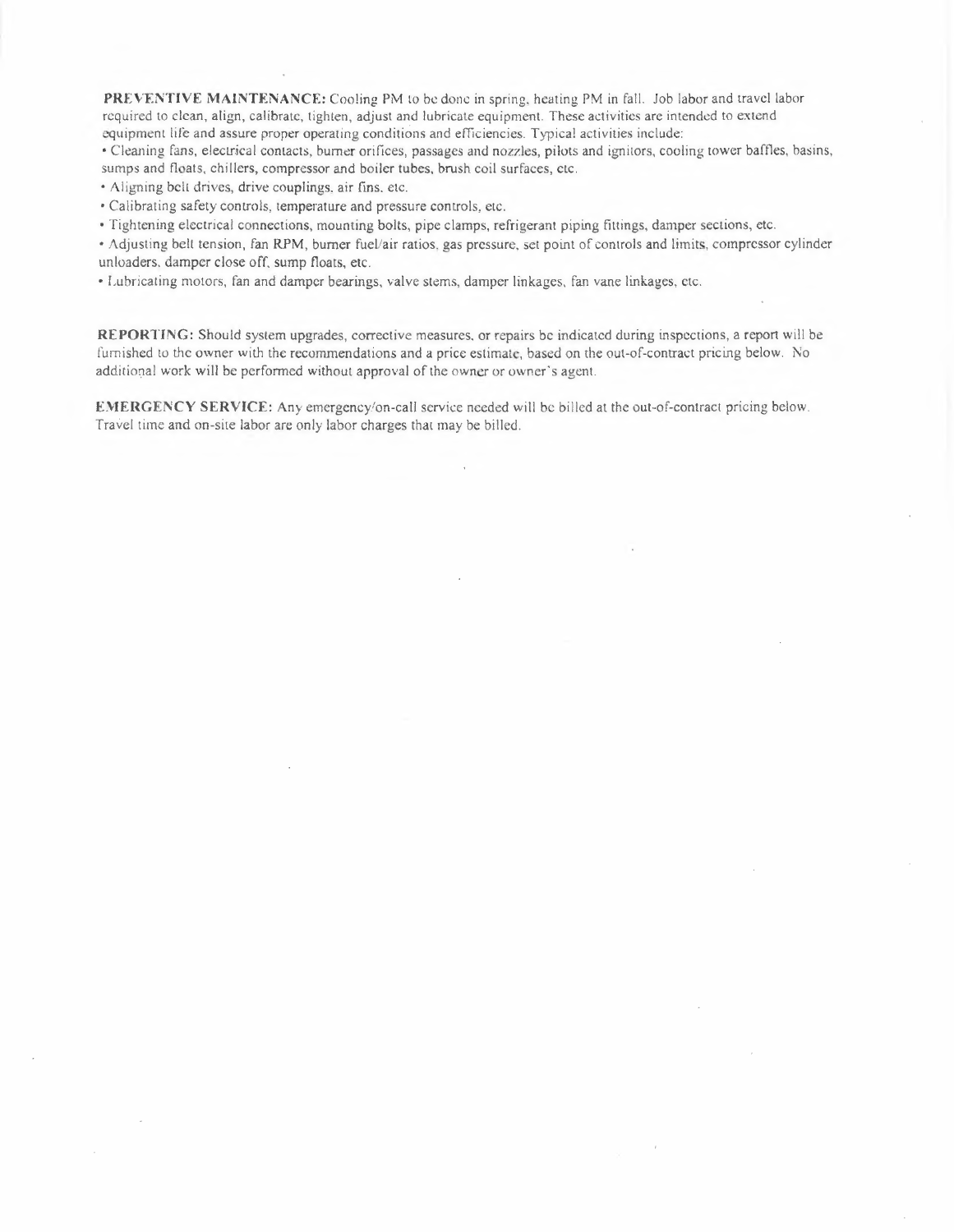**PREVENTIVE MAINTENANCE:** Cooling PM to be done in spring, heating PM in fall. Job labor and travel labor required to clean, align, calibrate, tighten, adjust and lubricate equipment. These activities are intended to extend equipment life and assure proper operating conditions and efficiencies. Typical activities include:

- Cleaning fans, electrical contacts, burner orifices, passages and nozzles, pilots and ignitors, cooling tower baffles, basins, sumps and floats, chillers, compressor and boiler tubes, brush coil surfaces, etc.
- Aligning belt drives, drive couplings, air fins, etc.
- Calibrating safety controls, temperature and pressure controls, etc.
- Tightening electrical connections, mounting bolts, pipe clamps, refrigerant piping fittings, damper sections, etc.
- Adjusting belt tension, fan RPM, burner fuel/air ratios, gas pressure, set point of controls and limits, compressor cylinder unloaders, damper close off, sump floats, etc.
- Lubricating motors, fan and damper bearings, valve stems, damper linkages, fan vane linkages, etc.

**REPORTING:** Should system upgrades, corrective measures, or repairs be indicated during inspections, a report will be furnished to the owner with the recommendations and a price estimate, based on the out-of-contract pricing below. No additional work will be performed without approval of the owner or owner's agent.

**EMERGENCY SERVICE:** Any emergency/on-call service needed will be billed at the out-of-contract pricing below. Travel time and on-site labor are only labor charges that may be billed.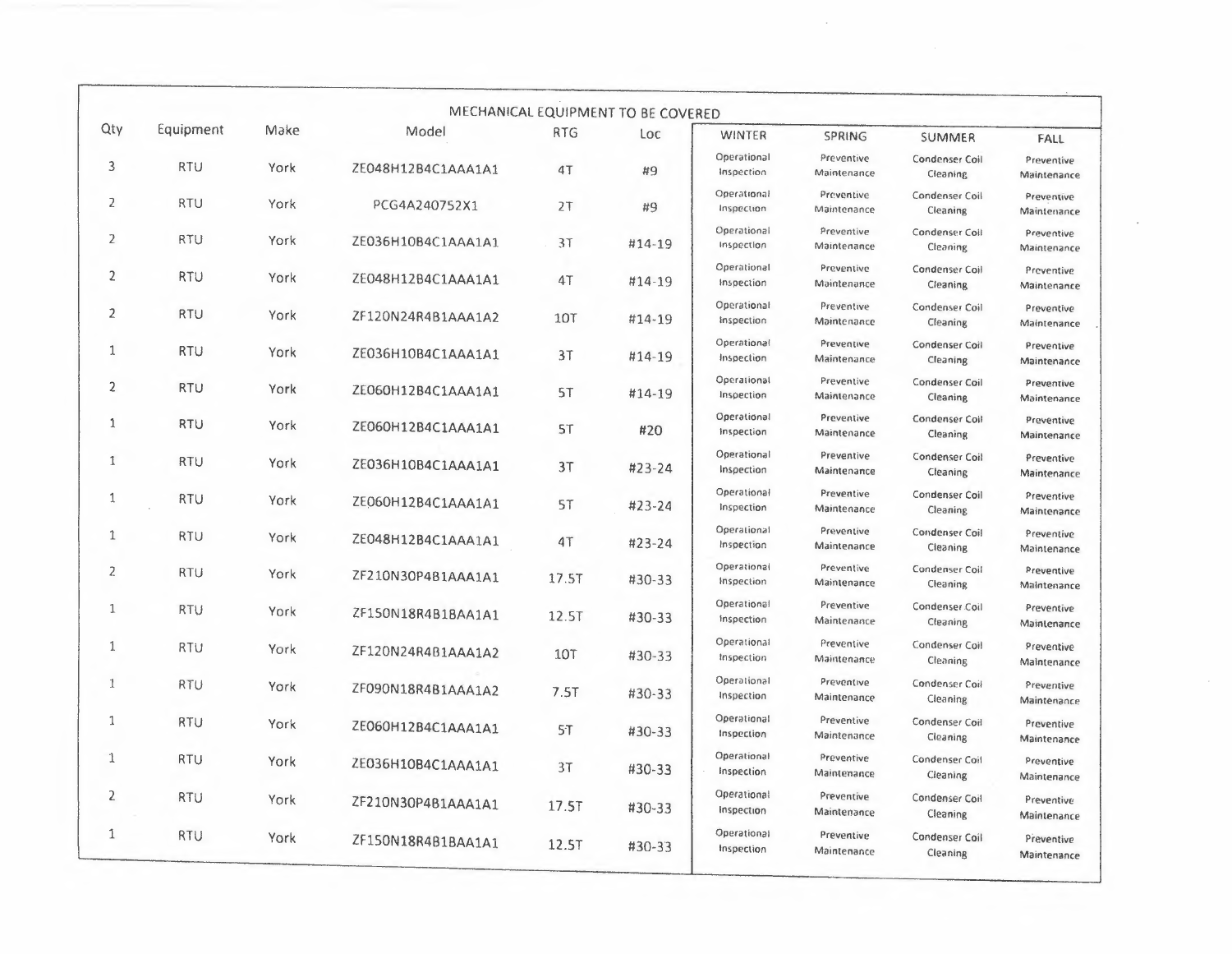## MECHANICAL EQUIPMENT TO BE COVERED

| Qty | Equipment | Make | Model | RTG | Loc | WINTER | SPRING | SUMMER | FALL |
|---|---|---|---|---|---|---|---|---|---|
| 3 | RTU | York | ZE048H12B4C1AAA1A1 | 4T | #9 | Operational Inspection | Preventive Maintenance | Condenser Coil Cleaning | Preventive Maintenance |
| 2 | RTU | York | PCG4A240752X1 | 2T | #9 | Operational Inspection | Preventive Maintenance | Condenser Coil Cleaning | Preventive Maintenance |
| 2 | RTU | York | ZE036H10B4C1AAA1A1 | 3T | #14-19 | Operational Inspection | Preventive Maintenance | Condenser Coil Cleaning | Preventive Maintenance |
| 2 | RTU | York | ZE048H12B4C1AAA1A1 | 4T | #14-19 | Operational Inspection | Preventive Maintenance | Condenser Coil Cleaning | Preventive Maintenance |
| 2 | RTU | York | ZF120N24R4B1AAA1A2 | 10T | #14-19 | Operational Inspection | Preventive Maintenance | Condenser Coil Cleaning | Preventive Maintenance |
| 1 | RTU | York | ZE036H10B4C1AAA1A1 | 3T | #14-19 | Operational Inspection | Preventive Maintenance | Condenser Coil Cleaning | Preventive Maintenance |
| 2 | RTU | York | ZE060H12B4C1AAA1A1 | 5T | #14-19 | Operational Inspection | Preventive Maintenance | Condenser Coil Cleaning | Preventive Maintenance |
| 1 | RTU | York | ZE060H12B4C1AAA1A1 | 5T | #20 | Operational Inspection | Preventive Maintenance | Condenser Coil Cleaning | Preventive Maintenance |
| 1 | RTU | York | ZE036H10B4C1AAA1A1 | 3T | #23-24 | Operational Inspection | Preventive Maintenance | Condenser Coil Cleaning | Preventive Maintenance |
| 1 | RTU | York | ZE060H12B4C1AAA1A1 | 5T | #23-24 | Operational Inspection | Preventive Maintenance | Condenser Coil Cleaning | Preventive Maintenance |
| 1 | RTU | York | ZE048H12B4C1AAA1A1 | 4T | #23-24 | Operational Inspection | Preventive Maintenance | Condenser Coil Cleaning | Preventive Maintenance |
| 2 | RTU | York | ZF210N30P4B1AAA1A1 | 17.5T | #30-33 | Operational Inspection | Preventive Maintenance | Condenser Coil Cleaning | Preventive Maintenance |
| 1 | RTU | York | ZF150N18R4B1BAA1A1 | 12.5T | #30-33 | Operational Inspection | Preventive Maintenance | Condenser Coil Cleaning | Preventive Maintenance |
| 1 | RTU | York | ZF120N24R4B1AAA1A2 | 10T | #30-33 | Operational Inspection | Preventive Maintenance | Condenser Coil Cleaning | Preventive Maintenance |
| 1 | RTU | York | ZF090N18R4B1AAA1A2 | 7.5T | #30-33 | Operational Inspection | Preventive Maintenance | Condenser Coil Cleaning | Preventive Maintenance |
| 1 | RTU | York | ZE060H12B4C1AAA1A1 | 5T | #30-33 | Operational Inspection | Preventive Maintenance | Condenser Coil Cleaning | Preventive Maintenance |
| 1 | RTU | York | ZE036H10B4C1AAA1A1 | 3T | #30-33 | Operational Inspection | Preventive Maintenance | Condenser Coil Cleaning | Preventive Maintenance |
| 2 | RTU | York | ZF210N30P4B1AAA1A1 | 17.5T | #30-33 | Operational Inspection | Preventive Maintenance | Condenser Coil Cleaning | Preventive Maintenance |
| 1 | RTU | York | ZF150N18R4B1BAA1A1 | 12.5T | #30-33 | Operational Inspection | Preventive Maintenance | Condenser Coil Cleaning | Preventive Maintenance |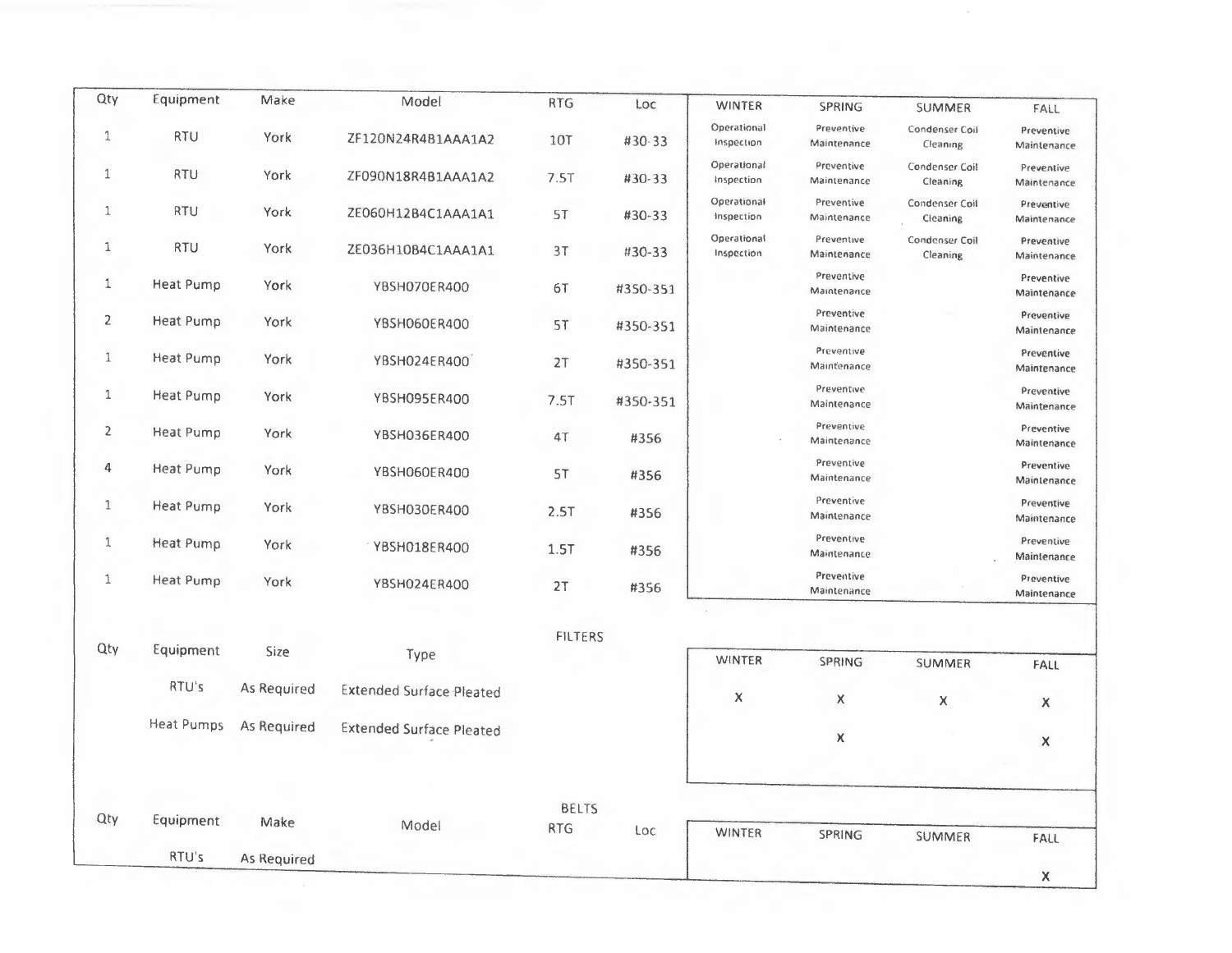| Qty | Equipment | Make | Model | RTG | Loc | WINTER | SPRING | SUMMER | FALL |
|---|---|---|---|---|---|---|---|---|---|
| 1 | RTU | York | ZF120N24R4B1AAA1A2 | 10T | #30-33 | Operational Inspection | Preventive Maintenance | Condenser Coil Cleaning | Preventive Maintenance |
| 1 | RTU | York | ZF090N18R4B1AAA1A2 | 7.5T | #30-33 | Operational Inspection | Preventive Maintenance | Condenser Coil Cleaning | Preventive Maintenance |
| 1 | RTU | York | ZE060H12B4C1AAA1A1 | 5T | #30-33 | Operational Inspection | Preventive Maintenance | Condenser Coil Cleaning | Preventive Maintenance |
| 1 | RTU | York | ZE036H10B4C1AAA1A1 | 3T | #30-33 | Operational Inspection | Preventive Maintenance | Condenser Coil Cleaning | Preventive Maintenance |
| 1 | Heat Pump | York | YBSH070ER400 | 6T | #350-351 | | Preventive Maintenance | | Preventive Maintenance |
| 2 | Heat Pump | York | YBSH060ER400 | 5T | #350-351 | | Preventive Maintenance | | Preventive Maintenance |
| 1 | Heat Pump | York | YBSH024ER400 | 2T | #350-351 | | Preventive Maintenance | | Preventive Maintenance |
| 1 | Heat Pump | York | YBSH095ER400 | 7.5T | #350-351 | | Preventive Maintenance | | Preventive Maintenance |
| 2 | Heat Pump | York | YBSH036ER400 | 4T | #356 | | Preventive Maintenance | | Preventive Maintenance |
| 4 | Heat Pump | York | YBSH060ER400 | 5T | #356 | | Preventive Maintenance | | Preventive Maintenance |
| 1 | Heat Pump | York | YBSH030ER400 | 2.5T | #356 | | Preventive Maintenance | | Preventive Maintenance |
| 1 | Heat Pump | York | YBSH018ER400 | 1.5T | #356 | | Preventive Maintenance | | Preventive Maintenance |
| 1 | Heat Pump | York | YBSH024ER400 | 2T | #356 | | Preventive Maintenance | | Preventive Maintenance |

FILTERS

| Qty | Equipment | Size | Type | WINTER | SPRING | SUMMER | FALL |
|---|---|---|---|---|---|---|---|
| | RTU's | As Required | Extended Surface Pleated | X | X | X | X |
| | Heat Pumps | As Required | Extended Surface Pleated | | X | | X |

BELTS

| Qty | Equipment | Make | Model | RTG | Loc | WINTER | SPRING | SUMMER | FALL |
|---|---|---|---|---|---|---|---|---|---|
| | RTU's | As Required | | | | | | | X |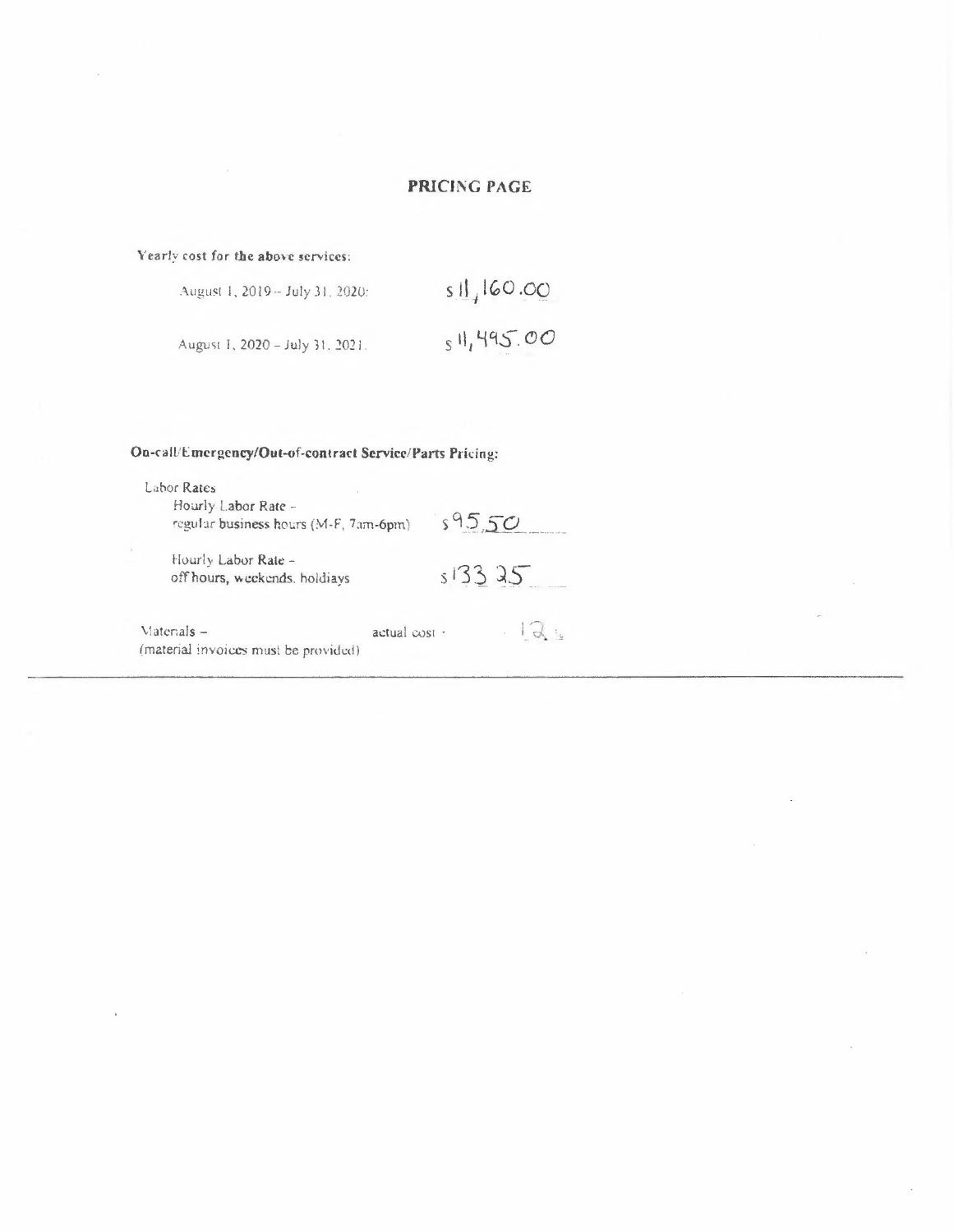# PRICING PAGE

Yearly cost for the above services:

August 1, 2019 – July 31, 2020: $11,160.00

August 1, 2020 – July 31, 2021: $11,495.00

**On-call/Emergency/Out-of-contract Service/Parts Pricing:**

Labor Rates

Hourly Labor Rate – regular business hours (M-F, 7am-6pm) $95.50

Hourly Labor Rate – off hours, weekends, holdiays $133.25

Materials – actual cost + 12%
(material invoices must be provided)